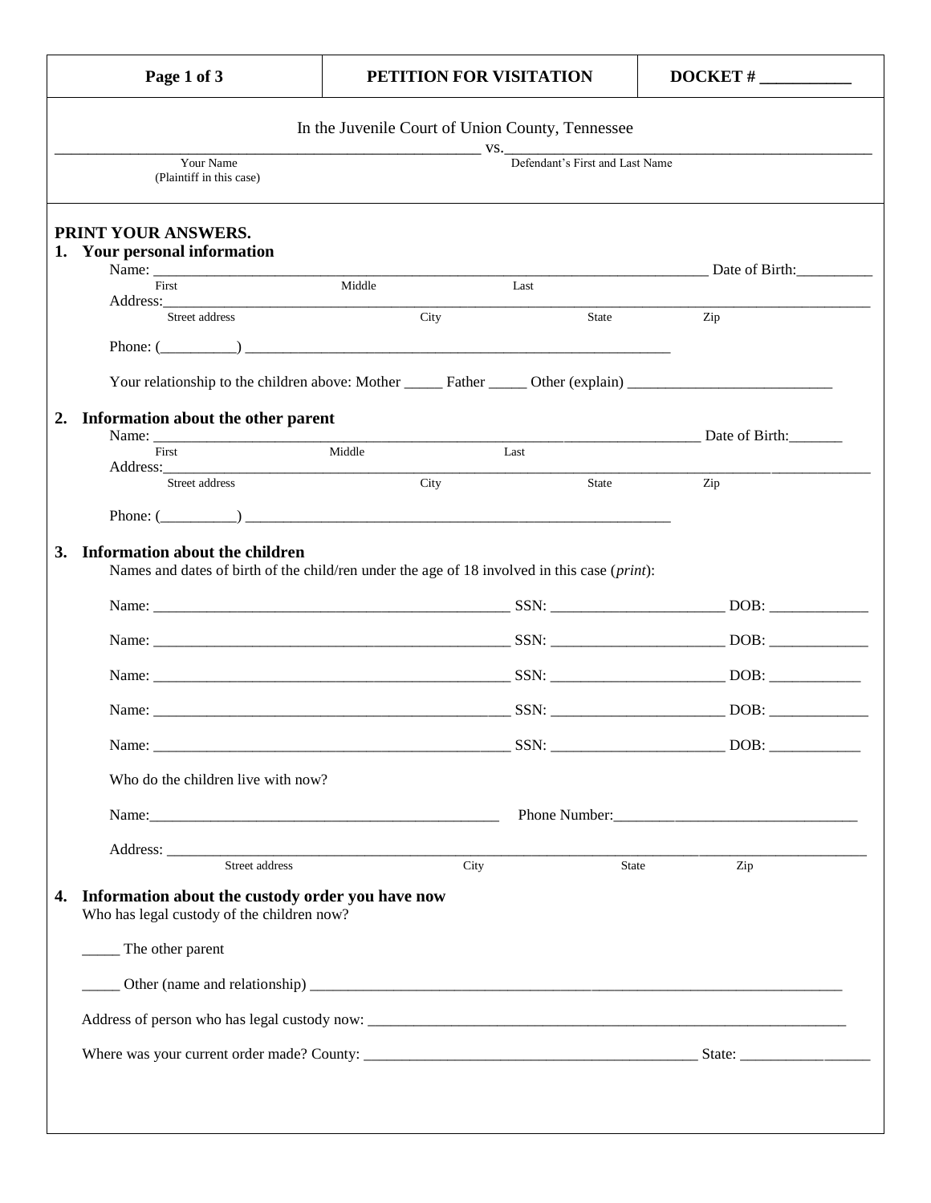| Page 1 of 3 | PETITION FOR VISITATION | DOCKET # __________ |
|---|---|---|

In the Juvenile Court of Union County, Tennessee

_____________________________________________ vs. _____________________________________________

Your Name (Plaintiff in this case) — Defendant's First and Last Name

**PRINT YOUR ANSWERS.**

**1. Your personal information**

Name: ________________________________________________________________ Date of Birth:__________
First / Middle / Last

Address:______________________________________________________________________________________
Street address / City / State / Zip

Phone: (__________) ________________________________________________

Your relationship to the children above: Mother _____ Father _____ Other (explain) __________________________

**2. Information about the other parent**

Name: ________________________________________________________________ Date of Birth:_______
First / Middle / Last

Address:______________________________________________________________________________________
Street address / City / State / Zip

Phone: (__________) ________________________________________________

**3. Information about the children**

Names and dates of birth of the child/ren under the age of 18 involved in this case (*print*):

Name: ________________________________________ SSN: ______________________ DOB: _____________

Name: ________________________________________ SSN: ______________________ DOB: _____________

Name: ________________________________________ SSN: ______________________ DOB: _____________

Name: ________________________________________ SSN: ______________________ DOB: _____________

Name: ________________________________________ SSN: ______________________ DOB: _____________

Who do the children live with now?

Name:_______________________________________________ Phone Number:________________________________

Address: ______________________________________________________________________________________
Street address / City / State / Zip

**4. Information about the custody order you have now**

Who has legal custody of the children now?

_____ The other parent

_____ Other (name and relationship) ____________________________________________________________

Address of person who has legal custody now: __________________________________________________

Where was your current order made? County: ___________________________________ State: _________________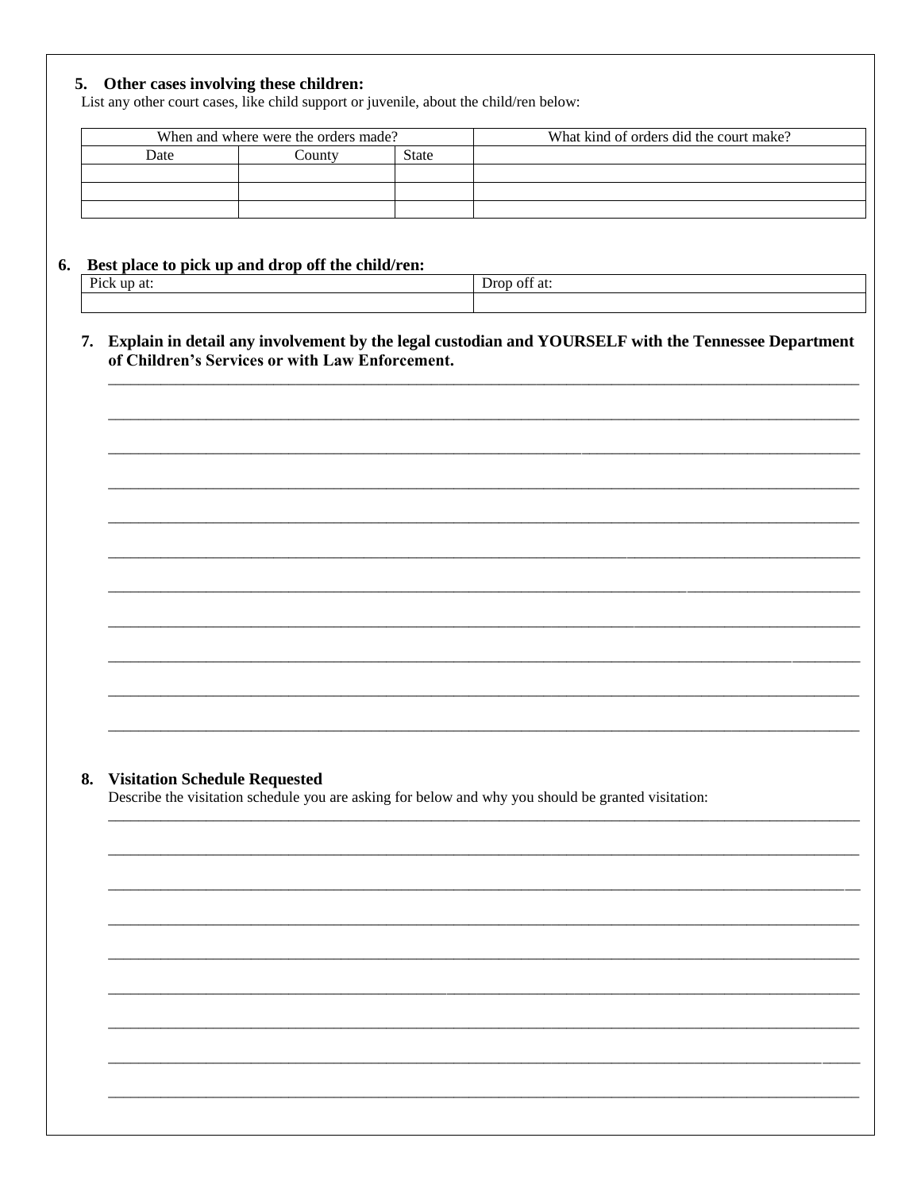**5. Other cases involving these children:**

List any other court cases, like child support or juvenile, about the child/ren below:

| When and where were the orders made? | | | What kind of orders did the court make? |
|---|---|---|---|
| Date | County | State | |
| | | | |
| | | | |
| | | | |

**6. Best place to pick up and drop off the child/ren:**

| Pick up at: | Drop off at: |
|---|---|
| | |

**7. Explain in detail any involvement by the legal custodian and YOURSELF with the Tennessee Department of Children's Services or with Law Enforcement.**

\_\_\_\_\_\_\_\_\_\_\_\_\_\_\_\_\_\_\_\_\_\_\_\_\_\_\_\_\_\_\_\_\_\_\_\_\_\_\_\_\_\_\_\_\_\_\_\_\_\_\_\_\_\_\_\_\_\_\_\_\_\_\_\_\_\_\_\_\_\_\_\_\_\_\_\_\_\_\_\_\_\_\_\_\_\_\_\_

\_\_\_\_\_\_\_\_\_\_\_\_\_\_\_\_\_\_\_\_\_\_\_\_\_\_\_\_\_\_\_\_\_\_\_\_\_\_\_\_\_\_\_\_\_\_\_\_\_\_\_\_\_\_\_\_\_\_\_\_\_\_\_\_\_\_\_\_\_\_\_\_\_\_\_\_\_\_\_\_\_\_\_\_\_\_\_\_

\_\_\_\_\_\_\_\_\_\_\_\_\_\_\_\_\_\_\_\_\_\_\_\_\_\_\_\_\_\_\_\_\_\_\_\_\_\_\_\_\_\_\_\_\_\_\_\_\_\_\_\_\_\_\_\_\_\_\_\_\_\_\_\_\_\_\_\_\_\_\_\_\_\_\_\_\_\_\_\_\_\_\_\_\_\_\_\_

\_\_\_\_\_\_\_\_\_\_\_\_\_\_\_\_\_\_\_\_\_\_\_\_\_\_\_\_\_\_\_\_\_\_\_\_\_\_\_\_\_\_\_\_\_\_\_\_\_\_\_\_\_\_\_\_\_\_\_\_\_\_\_\_\_\_\_\_\_\_\_\_\_\_\_\_\_\_\_\_\_\_\_\_\_\_\_\_

\_\_\_\_\_\_\_\_\_\_\_\_\_\_\_\_\_\_\_\_\_\_\_\_\_\_\_\_\_\_\_\_\_\_\_\_\_\_\_\_\_\_\_\_\_\_\_\_\_\_\_\_\_\_\_\_\_\_\_\_\_\_\_\_\_\_\_\_\_\_\_\_\_\_\_\_\_\_\_\_\_\_\_\_\_\_\_\_

\_\_\_\_\_\_\_\_\_\_\_\_\_\_\_\_\_\_\_\_\_\_\_\_\_\_\_\_\_\_\_\_\_\_\_\_\_\_\_\_\_\_\_\_\_\_\_\_\_\_\_\_\_\_\_\_\_\_\_\_\_\_\_\_\_\_\_\_\_\_\_\_\_\_\_\_\_\_\_\_\_\_\_\_\_\_\_\_

\_\_\_\_\_\_\_\_\_\_\_\_\_\_\_\_\_\_\_\_\_\_\_\_\_\_\_\_\_\_\_\_\_\_\_\_\_\_\_\_\_\_\_\_\_\_\_\_\_\_\_\_\_\_\_\_\_\_\_\_\_\_\_\_\_\_\_\_\_\_\_\_\_\_\_\_\_\_\_\_\_\_\_\_\_\_\_\_

\_\_\_\_\_\_\_\_\_\_\_\_\_\_\_\_\_\_\_\_\_\_\_\_\_\_\_\_\_\_\_\_\_\_\_\_\_\_\_\_\_\_\_\_\_\_\_\_\_\_\_\_\_\_\_\_\_\_\_\_\_\_\_\_\_\_\_\_\_\_\_\_\_\_\_\_\_\_\_\_\_\_\_\_\_\_\_\_

\_\_\_\_\_\_\_\_\_\_\_\_\_\_\_\_\_\_\_\_\_\_\_\_\_\_\_\_\_\_\_\_\_\_\_\_\_\_\_\_\_\_\_\_\_\_\_\_\_\_\_\_\_\_\_\_\_\_\_\_\_\_\_\_\_\_\_\_\_\_\_\_\_\_\_\_\_\_\_\_\_\_\_\_\_\_\_\_

\_\_\_\_\_\_\_\_\_\_\_\_\_\_\_\_\_\_\_\_\_\_\_\_\_\_\_\_\_\_\_\_\_\_\_\_\_\_\_\_\_\_\_\_\_\_\_\_\_\_\_\_\_\_\_\_\_\_\_\_\_\_\_\_\_\_\_\_\_\_\_\_\_\_\_\_\_\_\_\_\_\_\_\_\_\_\_\_

\_\_\_\_\_\_\_\_\_\_\_\_\_\_\_\_\_\_\_\_\_\_\_\_\_\_\_\_\_\_\_\_\_\_\_\_\_\_\_\_\_\_\_\_\_\_\_\_\_\_\_\_\_\_\_\_\_\_\_\_\_\_\_\_\_\_\_\_\_\_\_\_\_\_\_\_\_\_\_\_\_\_\_\_\_\_\_\_

**8. Visitation Schedule Requested**

Describe the visitation schedule you are asking for below and why you should be granted visitation:

\_\_\_\_\_\_\_\_\_\_\_\_\_\_\_\_\_\_\_\_\_\_\_\_\_\_\_\_\_\_\_\_\_\_\_\_\_\_\_\_\_\_\_\_\_\_\_\_\_\_\_\_\_\_\_\_\_\_\_\_\_\_\_\_\_\_\_\_\_\_\_\_\_\_\_\_\_\_\_\_\_\_\_\_\_\_\_\_

\_\_\_\_\_\_\_\_\_\_\_\_\_\_\_\_\_\_\_\_\_\_\_\_\_\_\_\_\_\_\_\_\_\_\_\_\_\_\_\_\_\_\_\_\_\_\_\_\_\_\_\_\_\_\_\_\_\_\_\_\_\_\_\_\_\_\_\_\_\_\_\_\_\_\_\_\_\_\_\_\_\_\_\_\_\_\_\_

\_\_\_\_\_\_\_\_\_\_\_\_\_\_\_\_\_\_\_\_\_\_\_\_\_\_\_\_\_\_\_\_\_\_\_\_\_\_\_\_\_\_\_\_\_\_\_\_\_\_\_\_\_\_\_\_\_\_\_\_\_\_\_\_\_\_\_\_\_\_\_\_\_\_\_\_\_\_\_\_\_\_\_\_\_\_\_\_

\_\_\_\_\_\_\_\_\_\_\_\_\_\_\_\_\_\_\_\_\_\_\_\_\_\_\_\_\_\_\_\_\_\_\_\_\_\_\_\_\_\_\_\_\_\_\_\_\_\_\_\_\_\_\_\_\_\_\_\_\_\_\_\_\_\_\_\_\_\_\_\_\_\_\_\_\_\_\_\_\_\_\_\_\_\_\_\_

\_\_\_\_\_\_\_\_\_\_\_\_\_\_\_\_\_\_\_\_\_\_\_\_\_\_\_\_\_\_\_\_\_\_\_\_\_\_\_\_\_\_\_\_\_\_\_\_\_\_\_\_\_\_\_\_\_\_\_\_\_\_\_\_\_\_\_\_\_\_\_\_\_\_\_\_\_\_\_\_\_\_\_\_\_\_\_\_

\_\_\_\_\_\_\_\_\_\_\_\_\_\_\_\_\_\_\_\_\_\_\_\_\_\_\_\_\_\_\_\_\_\_\_\_\_\_\_\_\_\_\_\_\_\_\_\_\_\_\_\_\_\_\_\_\_\_\_\_\_\_\_\_\_\_\_\_\_\_\_\_\_\_\_\_\_\_\_\_\_\_\_\_\_\_\_\_

\_\_\_\_\_\_\_\_\_\_\_\_\_\_\_\_\_\_\_\_\_\_\_\_\_\_\_\_\_\_\_\_\_\_\_\_\_\_\_\_\_\_\_\_\_\_\_\_\_\_\_\_\_\_\_\_\_\_\_\_\_\_\_\_\_\_\_\_\_\_\_\_\_\_\_\_\_\_\_\_\_\_\_\_\_\_\_\_

\_\_\_\_\_\_\_\_\_\_\_\_\_\_\_\_\_\_\_\_\_\_\_\_\_\_\_\_\_\_\_\_\_\_\_\_\_\_\_\_\_\_\_\_\_\_\_\_\_\_\_\_\_\_\_\_\_\_\_\_\_\_\_\_\_\_\_\_\_\_\_\_\_\_\_\_\_\_\_\_\_\_\_\_\_\_\_\_

\_\_\_\_\_\_\_\_\_\_\_\_\_\_\_\_\_\_\_\_\_\_\_\_\_\_\_\_\_\_\_\_\_\_\_\_\_\_\_\_\_\_\_\_\_\_\_\_\_\_\_\_\_\_\_\_\_\_\_\_\_\_\_\_\_\_\_\_\_\_\_\_\_\_\_\_\_\_\_\_\_\_\_\_\_\_\_\_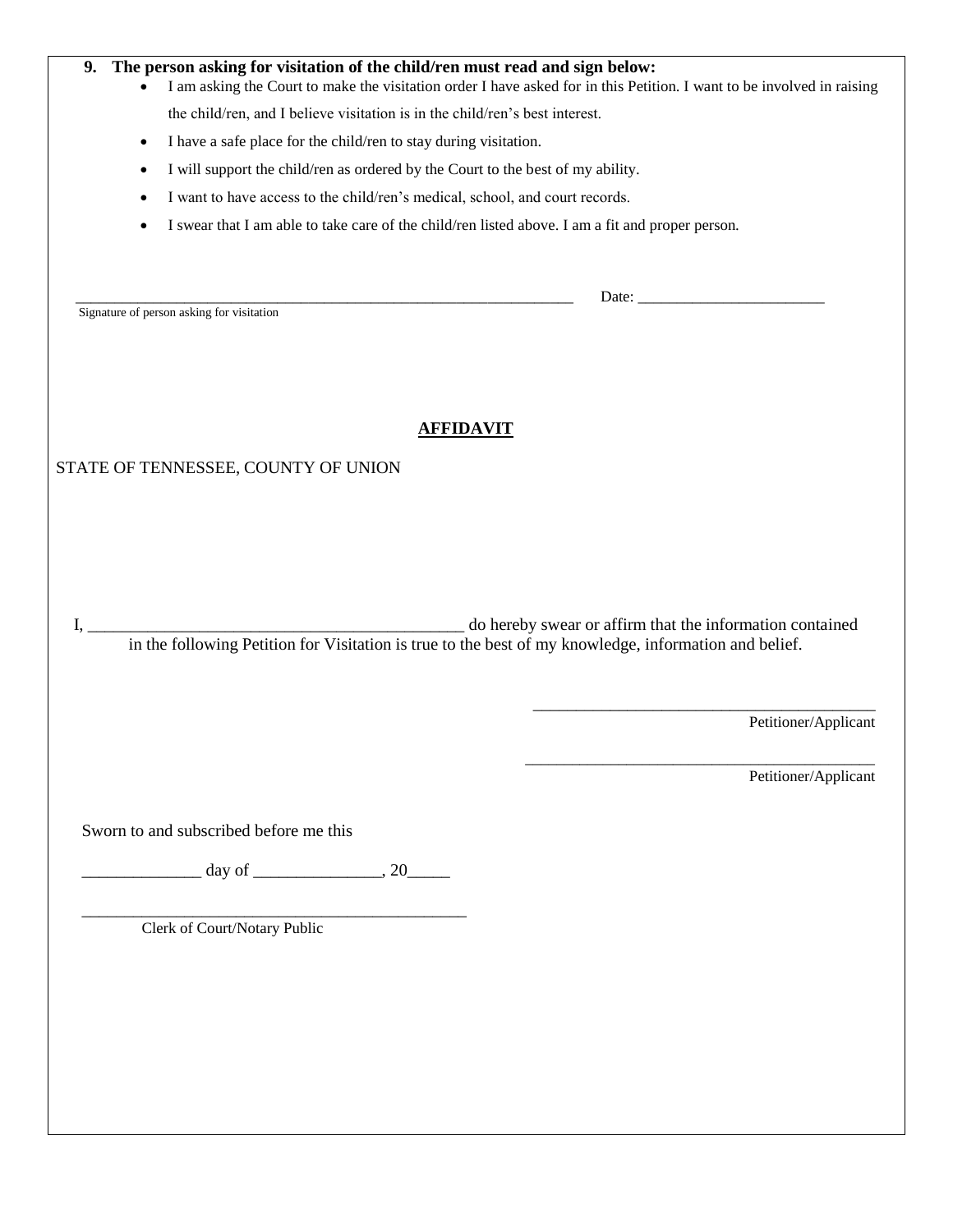**9. The person asking for visitation of the child/ren must read and sign below:**

- I am asking the Court to make the visitation order I have asked for in this Petition. I want to be involved in raising the child/ren, and I believe visitation is in the child/ren's best interest.
- I have a safe place for the child/ren to stay during visitation.
- I will support the child/ren as ordered by the Court to the best of my ability.
- I want to have access to the child/ren's medical, school, and court records.
- I swear that I am able to take care of the child/ren listed above. I am a fit and proper person.

_________________________________________________________________ Date: ________________________

Signature of person asking for visitation

## AFFIDAVIT

STATE OF TENNESSEE, COUNTY OF UNION

I, ____________________________________________ do hereby swear or affirm that the information contained in the following Petition for Visitation is true to the best of my knowledge, information and belief.

_________________________________________

Petitioner/Applicant

_________________________________________

Petitioner/Applicant

Sworn to and subscribed before me this

______________ day of _______________, 20_____

_______________________________________________

Clerk of Court/Notary Public